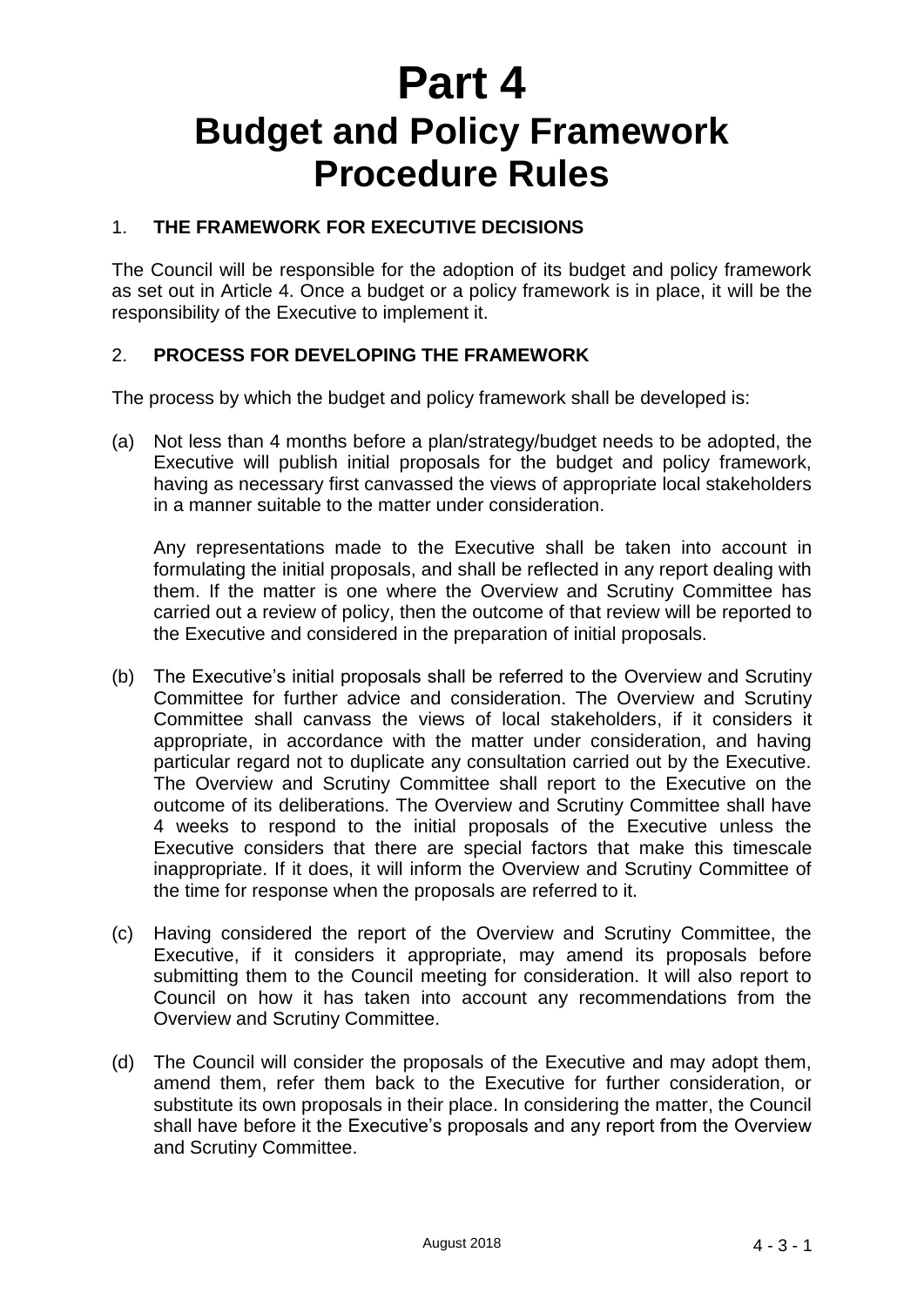# Part 4
# Budget and Policy Framework Procedure Rules

## 1. THE FRAMEWORK FOR EXECUTIVE DECISIONS

The Council will be responsible for the adoption of its budget and policy framework as set out in Article 4. Once a budget or a policy framework is in place, it will be the responsibility of the Executive to implement it.

## 2. PROCESS FOR DEVELOPING THE FRAMEWORK

The process by which the budget and policy framework shall be developed is:

(a) Not less than 4 months before a plan/strategy/budget needs to be adopted, the Executive will publish initial proposals for the budget and policy framework, having as necessary first canvassed the views of appropriate local stakeholders in a manner suitable to the matter under consideration.

Any representations made to the Executive shall be taken into account in formulating the initial proposals, and shall be reflected in any report dealing with them. If the matter is one where the Overview and Scrutiny Committee has carried out a review of policy, then the outcome of that review will be reported to the Executive and considered in the preparation of initial proposals.

(b) The Executive's initial proposals shall be referred to the Overview and Scrutiny Committee for further advice and consideration. The Overview and Scrutiny Committee shall canvass the views of local stakeholders, if it considers it appropriate, in accordance with the matter under consideration, and having particular regard not to duplicate any consultation carried out by the Executive. The Overview and Scrutiny Committee shall report to the Executive on the outcome of its deliberations. The Overview and Scrutiny Committee shall have 4 weeks to respond to the initial proposals of the Executive unless the Executive considers that there are special factors that make this timescale inappropriate. If it does, it will inform the Overview and Scrutiny Committee of the time for response when the proposals are referred to it.

(c) Having considered the report of the Overview and Scrutiny Committee, the Executive, if it considers it appropriate, may amend its proposals before submitting them to the Council meeting for consideration. It will also report to Council on how it has taken into account any recommendations from the Overview and Scrutiny Committee.

(d) The Council will consider the proposals of the Executive and may adopt them, amend them, refer them back to the Executive for further consideration, or substitute its own proposals in their place. In considering the matter, the Council shall have before it the Executive's proposals and any report from the Overview and Scrutiny Committee.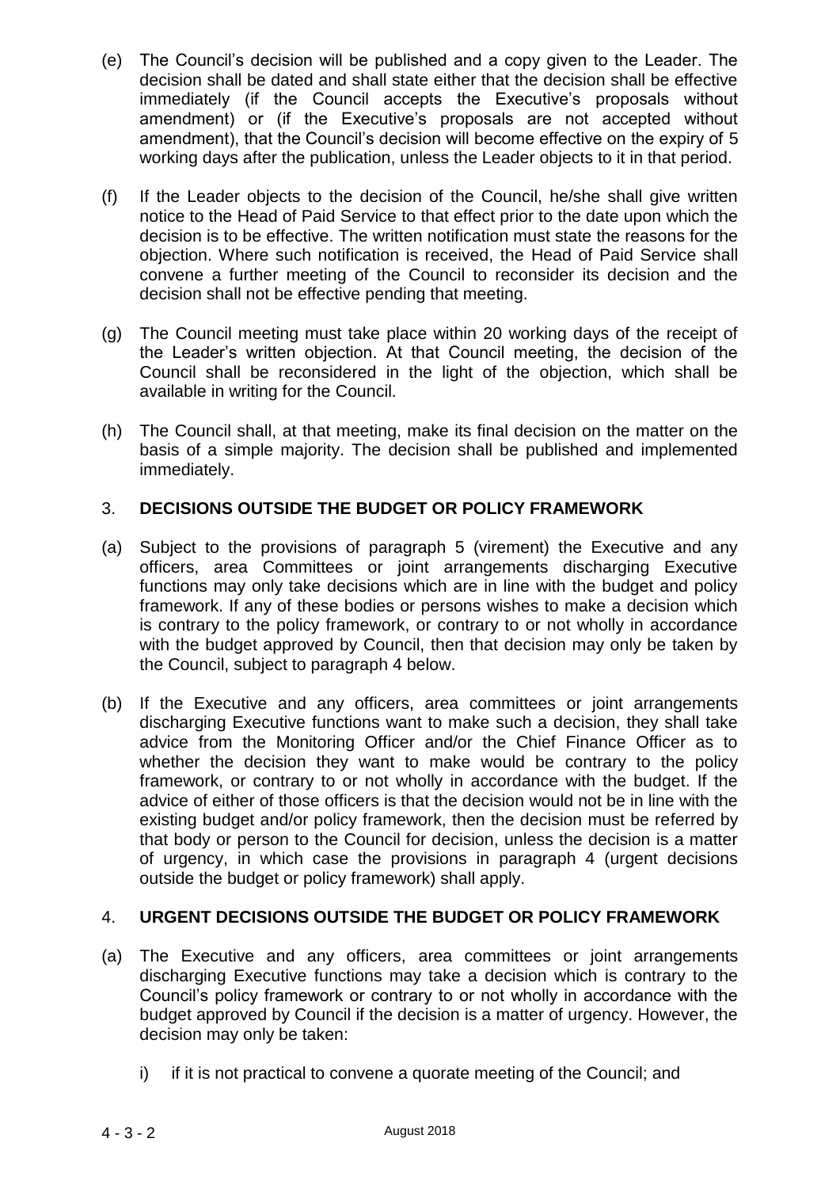(e) The Council's decision will be published and a copy given to the Leader. The decision shall be dated and shall state either that the decision shall be effective immediately (if the Council accepts the Executive's proposals without amendment) or (if the Executive's proposals are not accepted without amendment), that the Council's decision will become effective on the expiry of 5 working days after the publication, unless the Leader objects to it in that period.

(f) If the Leader objects to the decision of the Council, he/she shall give written notice to the Head of Paid Service to that effect prior to the date upon which the decision is to be effective. The written notification must state the reasons for the objection. Where such notification is received, the Head of Paid Service shall convene a further meeting of the Council to reconsider its decision and the decision shall not be effective pending that meeting.

(g) The Council meeting must take place within 20 working days of the receipt of the Leader's written objection. At that Council meeting, the decision of the Council shall be reconsidered in the light of the objection, which shall be available in writing for the Council.

(h) The Council shall, at that meeting, make its final decision on the matter on the basis of a simple majority. The decision shall be published and implemented immediately.

## 3. DECISIONS OUTSIDE THE BUDGET OR POLICY FRAMEWORK

(a) Subject to the provisions of paragraph 5 (virement) the Executive and any officers, area Committees or joint arrangements discharging Executive functions may only take decisions which are in line with the budget and policy framework. If any of these bodies or persons wishes to make a decision which is contrary to the policy framework, or contrary to or not wholly in accordance with the budget approved by Council, then that decision may only be taken by the Council, subject to paragraph 4 below.

(b) If the Executive and any officers, area committees or joint arrangements discharging Executive functions want to make such a decision, they shall take advice from the Monitoring Officer and/or the Chief Finance Officer as to whether the decision they want to make would be contrary to the policy framework, or contrary to or not wholly in accordance with the budget. If the advice of either of those officers is that the decision would not be in line with the existing budget and/or policy framework, then the decision must be referred by that body or person to the Council for decision, unless the decision is a matter of urgency, in which case the provisions in paragraph 4 (urgent decisions outside the budget or policy framework) shall apply.

## 4. URGENT DECISIONS OUTSIDE THE BUDGET OR POLICY FRAMEWORK

(a) The Executive and any officers, area committees or joint arrangements discharging Executive functions may take a decision which is contrary to the Council's policy framework or contrary to or not wholly in accordance with the budget approved by Council if the decision is a matter of urgency. However, the decision may only be taken:

   i) if it is not practical to convene a quorate meeting of the Council; and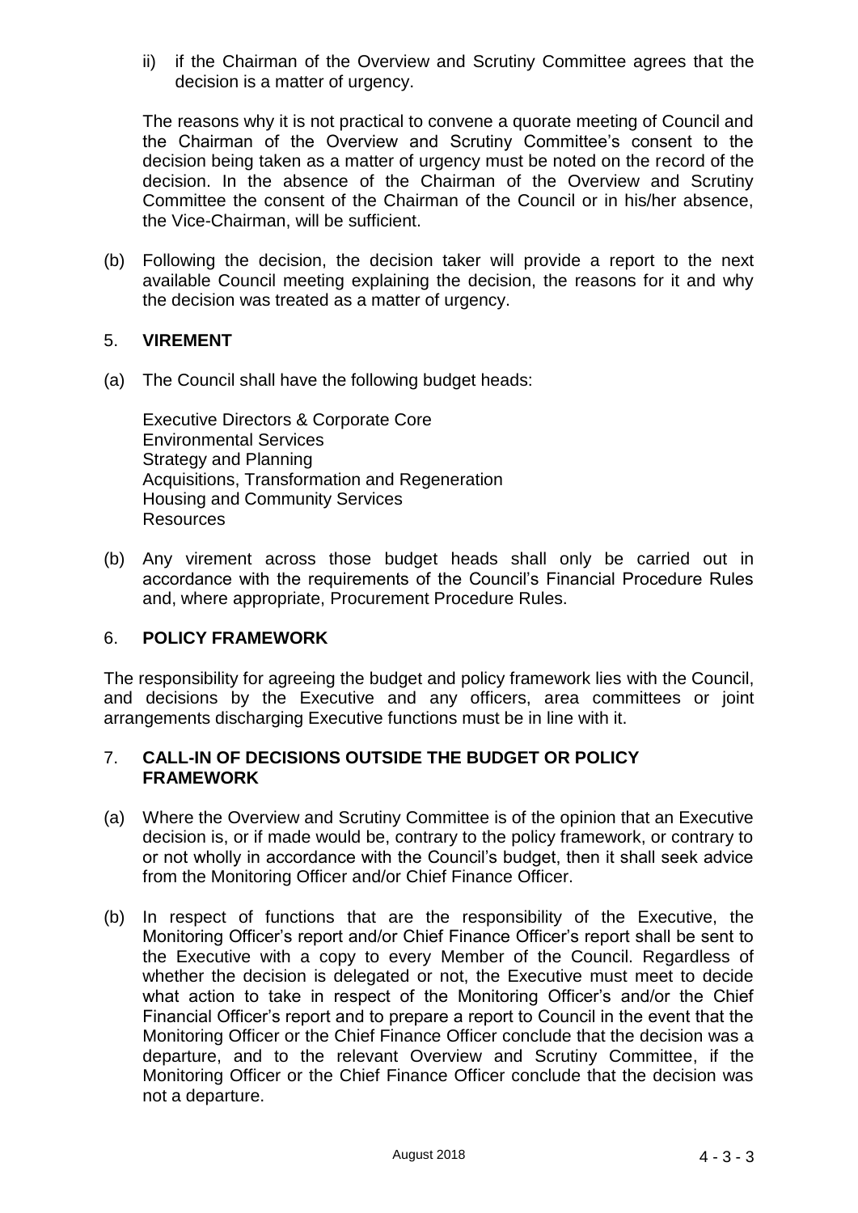ii) if the Chairman of the Overview and Scrutiny Committee agrees that the decision is a matter of urgency.

The reasons why it is not practical to convene a quorate meeting of Council and the Chairman of the Overview and Scrutiny Committee's consent to the decision being taken as a matter of urgency must be noted on the record of the decision. In the absence of the Chairman of the Overview and Scrutiny Committee the consent of the Chairman of the Council or in his/her absence, the Vice-Chairman, will be sufficient.

(b) Following the decision, the decision taker will provide a report to the next available Council meeting explaining the decision, the reasons for it and why the decision was treated as a matter of urgency.

## 5. VIREMENT

(a) The Council shall have the following budget heads:

Executive Directors & Corporate Core
Environmental Services
Strategy and Planning
Acquisitions, Transformation and Regeneration
Housing and Community Services
Resources

(b) Any virement across those budget heads shall only be carried out in accordance with the requirements of the Council's Financial Procedure Rules and, where appropriate, Procurement Procedure Rules.

## 6. POLICY FRAMEWORK

The responsibility for agreeing the budget and policy framework lies with the Council, and decisions by the Executive and any officers, area committees or joint arrangements discharging Executive functions must be in line with it.

## 7. CALL-IN OF DECISIONS OUTSIDE THE BUDGET OR POLICY FRAMEWORK

(a) Where the Overview and Scrutiny Committee is of the opinion that an Executive decision is, or if made would be, contrary to the policy framework, or contrary to or not wholly in accordance with the Council's budget, then it shall seek advice from the Monitoring Officer and/or Chief Finance Officer.

(b) In respect of functions that are the responsibility of the Executive, the Monitoring Officer's report and/or Chief Finance Officer's report shall be sent to the Executive with a copy to every Member of the Council. Regardless of whether the decision is delegated or not, the Executive must meet to decide what action to take in respect of the Monitoring Officer's and/or the Chief Financial Officer's report and to prepare a report to Council in the event that the Monitoring Officer or the Chief Finance Officer conclude that the decision was a departure, and to the relevant Overview and Scrutiny Committee, if the Monitoring Officer or the Chief Finance Officer conclude that the decision was not a departure.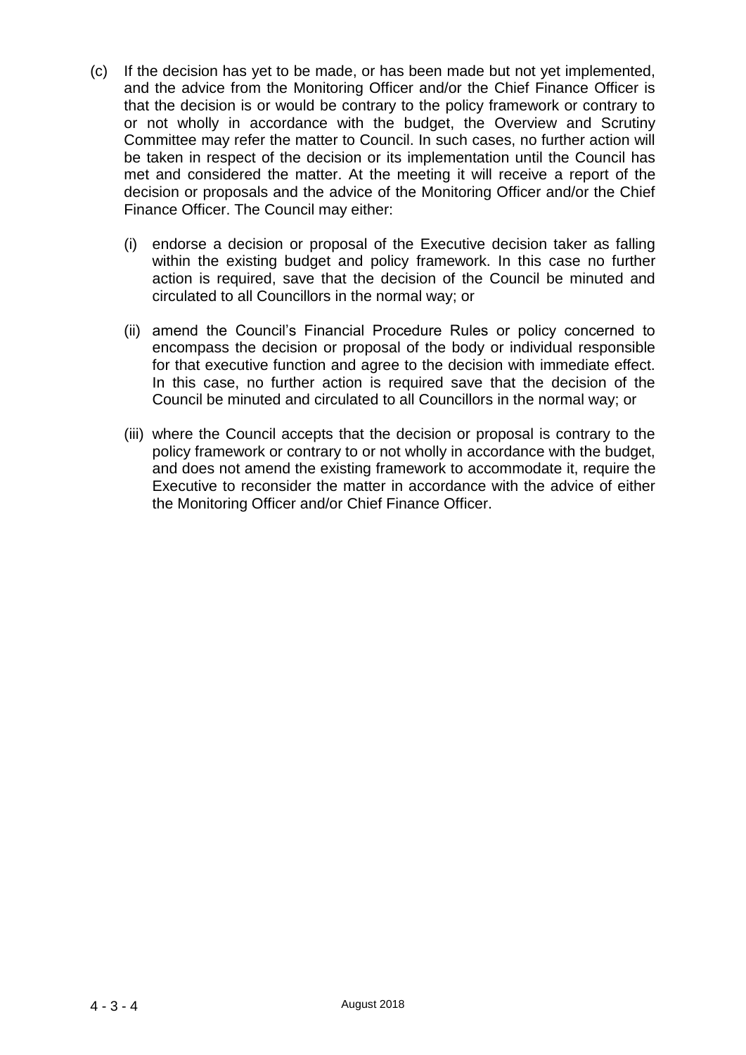(c) If the decision has yet to be made, or has been made but not yet implemented, and the advice from the Monitoring Officer and/or the Chief Finance Officer is that the decision is or would be contrary to the policy framework or contrary to or not wholly in accordance with the budget, the Overview and Scrutiny Committee may refer the matter to Council. In such cases, no further action will be taken in respect of the decision or its implementation until the Council has met and considered the matter. At the meeting it will receive a report of the decision or proposals and the advice of the Monitoring Officer and/or the Chief Finance Officer. The Council may either:

   (i) endorse a decision or proposal of the Executive decision taker as falling within the existing budget and policy framework. In this case no further action is required, save that the decision of the Council be minuted and circulated to all Councillors in the normal way; or

   (ii) amend the Council's Financial Procedure Rules or policy concerned to encompass the decision or proposal of the body or individual responsible for that executive function and agree to the decision with immediate effect. In this case, no further action is required save that the decision of the Council be minuted and circulated to all Councillors in the normal way; or

   (iii) where the Council accepts that the decision or proposal is contrary to the policy framework or contrary to or not wholly in accordance with the budget, and does not amend the existing framework to accommodate it, require the Executive to reconsider the matter in accordance with the advice of either the Monitoring Officer and/or Chief Finance Officer.